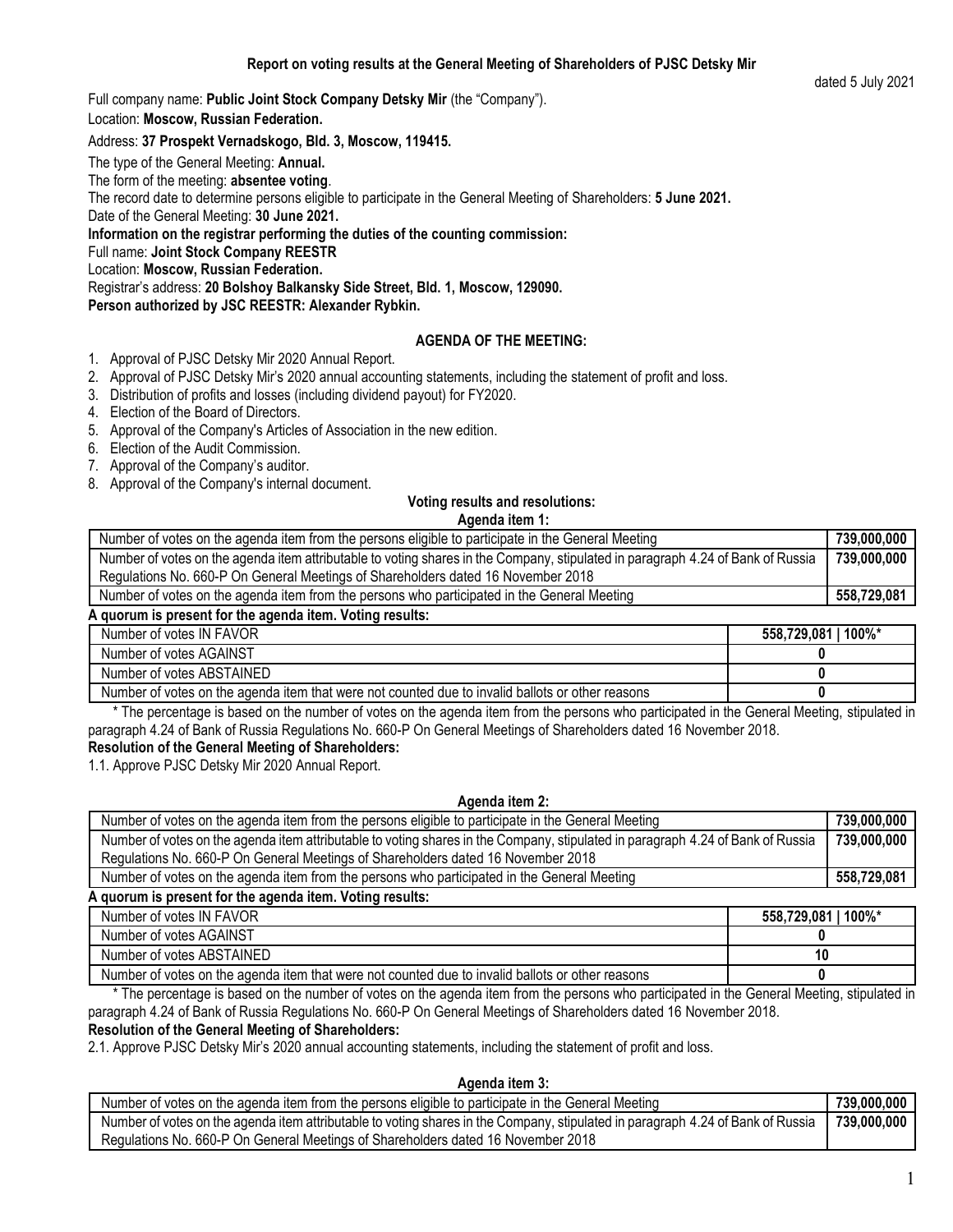**Report on voting results at the General Meeting of Shareholders of PJSC Detsky Mir**

dated 5 July 2021

Full company name: **Public Joint Stock Company Detsky Mir** (the "Company").

Location: **Moscow, Russian Federation.**

Address: **37 Prospekt Vernadskogo, Bld. 3, Moscow, 119415.**

The type of the General Meeting: **Annual.**

The form of the meeting: **absentee voting**.

The record date to determine persons eligible to participate in the General Meeting of Shareholders: **5 June 2021.**

Date of the General Meeting: **30 June 2021.**

**Information on the registrar performing the duties of the counting commission:**

Full name: **Joint Stock Company REESTR**

Location: **Moscow, Russian Federation.**

Registrar's address: **20 Bolshoy Balkansky Side Street, Bld. 1, Moscow, 129090.**

**Person authorized by JSC REESTR: Alexander Rybkin.**

**AGENDA OF THE MEETING:**

1. Approval of PJSC Detsky Mir 2020 Annual Report.
2. Approval of PJSC Detsky Mir's 2020 annual accounting statements, including the statement of profit and loss.
3. Distribution of profits and losses (including dividend payout) for FY2020.
4. Election of the Board of Directors.
5. Approval of the Company's Articles of Association in the new edition.
6. Election of the Audit Commission.
7. Approval of the Company's auditor.
8. Approval of the Company's internal document.

**Voting results and resolutions:**

**Agenda item 1:**

| | |
|---|---|
| Number of votes on the agenda item from the persons eligible to participate in the General Meeting | **739,000,000** |
| Number of votes on the agenda item attributable to voting shares in the Company, stipulated in paragraph 4.24 of Bank of Russia Regulations No. 660-P On General Meetings of Shareholders dated 16 November 2018 | **739,000,000** |
| Number of votes on the agenda item from the persons who participated in the General Meeting | **558,729,081** |

**A quorum is present for the agenda item. Voting results:**

| | |
|---|---|
| Number of votes IN FAVOR | **558,729,081 \| 100%*** |
| Number of votes AGAINST | **0** |
| Number of votes ABSTAINED | **0** |
| Number of votes on the agenda item that were not counted due to invalid ballots or other reasons | **0** |

\* The percentage is based on the number of votes on the agenda item from the persons who participated in the General Meeting, stipulated in paragraph 4.24 of Bank of Russia Regulations No. 660-P On General Meetings of Shareholders dated 16 November 2018.

**Resolution of the General Meeting of Shareholders:**

1.1. Approve PJSC Detsky Mir 2020 Annual Report.

**Agenda item 2:**

| | |
|---|---|
| Number of votes on the agenda item from the persons eligible to participate in the General Meeting | **739,000,000** |
| Number of votes on the agenda item attributable to voting shares in the Company, stipulated in paragraph 4.24 of Bank of Russia Regulations No. 660-P On General Meetings of Shareholders dated 16 November 2018 | **739,000,000** |
| Number of votes on the agenda item from the persons who participated in the General Meeting | **558,729,081** |

**A quorum is present for the agenda item. Voting results:**

| | |
|---|---|
| Number of votes IN FAVOR | **558,729,081 \| 100%*** |
| Number of votes AGAINST | **0** |
| Number of votes ABSTAINED | **10** |
| Number of votes on the agenda item that were not counted due to invalid ballots or other reasons | **0** |

\* The percentage is based on the number of votes on the agenda item from the persons who participated in the General Meeting, stipulated in paragraph 4.24 of Bank of Russia Regulations No. 660-P On General Meetings of Shareholders dated 16 November 2018.

**Resolution of the General Meeting of Shareholders:**

2.1. Approve PJSC Detsky Mir's 2020 annual accounting statements, including the statement of profit and loss.

**Agenda item 3:**

| | |
|---|---|
| Number of votes on the agenda item from the persons eligible to participate in the General Meeting | **739,000,000** |
| Number of votes on the agenda item attributable to voting shares in the Company, stipulated in paragraph 4.24 of Bank of Russia Regulations No. 660-P On General Meetings of Shareholders dated 16 November 2018 | **739,000,000** |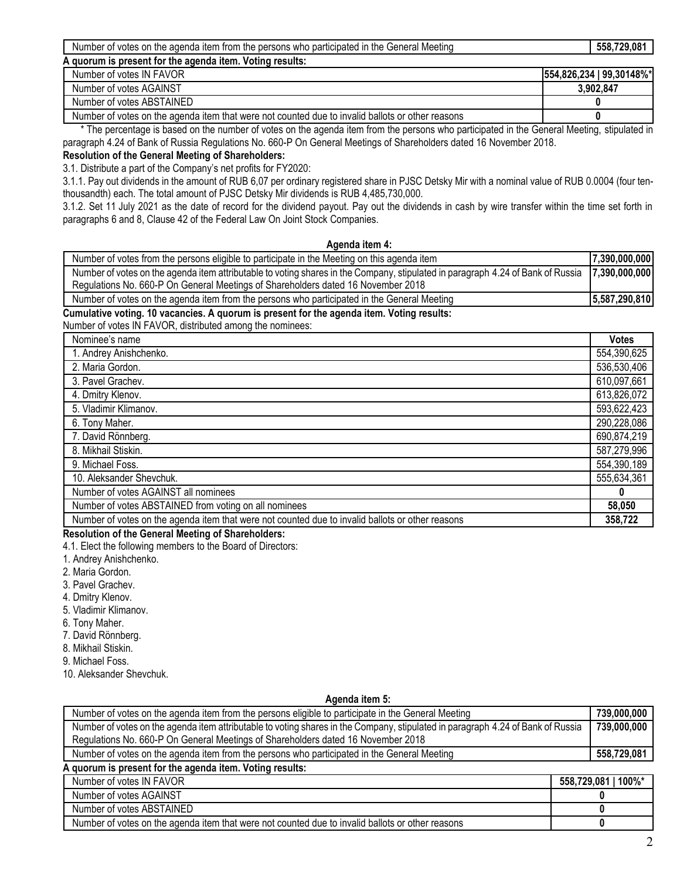| Number of votes on the agenda item from the persons who participated in the General Meeting | 558,729,081 |
|---|---|

**A quorum is present for the agenda item. Voting results:**

| Number of votes IN FAVOR | 554,826,234 \| 99,30148%* |
|---|---|
| Number of votes AGAINST | 3,902,847 |
| Number of votes ABSTAINED | 0 |
| Number of votes on the agenda item that were not counted due to invalid ballots or other reasons | 0 |

* The percentage is based on the number of votes on the agenda item from the persons who participated in the General Meeting, stipulated in paragraph 4.24 of Bank of Russia Regulations No. 660-P On General Meetings of Shareholders dated 16 November 2018.

**Resolution of the General Meeting of Shareholders:**

3.1. Distribute a part of the Company's net profits for FY2020:

3.1.1. Pay out dividends in the amount of RUB 6,07 per ordinary registered share in PJSC Detsky Mir with a nominal value of RUB 0.0004 (four ten-thousandth) each. The total amount of PJSC Detsky Mir dividends is RUB 4,485,730,000.

3.1.2. Set 11 July 2021 as the date of record for the dividend payout. Pay out the dividends in cash by wire transfer within the time set forth in paragraphs 6 and 8, Clause 42 of the Federal Law On Joint Stock Companies.

**Agenda item 4:**

| Number of votes from the persons eligible to participate in the Meeting on this agenda item | 7,390,000,000 |
|---|---|
| Number of votes on the agenda item attributable to voting shares in the Company, stipulated in paragraph 4.24 of Bank of Russia Regulations No. 660-P On General Meetings of Shareholders dated 16 November 2018 | 7,390,000,000 |
| Number of votes on the agenda item from the persons who participated in the General Meeting | 5,587,290,810 |

**Cumulative voting. 10 vacancies. A quorum is present for the agenda item. Voting results:**

Number of votes IN FAVOR, distributed among the nominees:

| Nominee's name | Votes |
|---|---|
| 1. Andrey Anishchenko. | 554,390,625 |
| 2. Maria Gordon. | 536,530,406 |
| 3. Pavel Grachev. | 610,097,661 |
| 4. Dmitry Klenov. | 613,826,072 |
| 5. Vladimir Klimanov. | 593,622,423 |
| 6. Tony Maher. | 290,228,086 |
| 7. David Rönnberg. | 690,874,219 |
| 8. Mikhail Stiskin. | 587,279,996 |
| 9. Michael Foss. | 554,390,189 |
| 10. Aleksander Shevchuk. | 555,634,361 |
| Number of votes AGAINST all nominees | 0 |
| Number of votes ABSTAINED from voting on all nominees | 58,050 |
| Number of votes on the agenda item that were not counted due to invalid ballots or other reasons | 358,722 |

**Resolution of the General Meeting of Shareholders:**

4.1. Elect the following members to the Board of Directors:

1. Andrey Anishchenko.
2. Maria Gordon.
3. Pavel Grachev.
4. Dmitry Klenov.
5. Vladimir Klimanov.
6. Tony Maher.
7. David Rönnberg.
8. Mikhail Stiskin.
9. Michael Foss.
10. Aleksander Shevchuk.

**Agenda item 5:**

| Number of votes on the agenda item from the persons eligible to participate in the General Meeting | 739,000,000 |
|---|---|
| Number of votes on the agenda item attributable to voting shares in the Company, stipulated in paragraph 4.24 of Bank of Russia Regulations No. 660-P On General Meetings of Shareholders dated 16 November 2018 | 739,000,000 |
| Number of votes on the agenda item from the persons who participated in the General Meeting | 558,729,081 |

**A quorum is present for the agenda item. Voting results:**

| Number of votes IN FAVOR | 558,729,081 \| 100%* |
|---|---|
| Number of votes AGAINST | 0 |
| Number of votes ABSTAINED | 0 |
| Number of votes on the agenda item that were not counted due to invalid ballots or other reasons | 0 |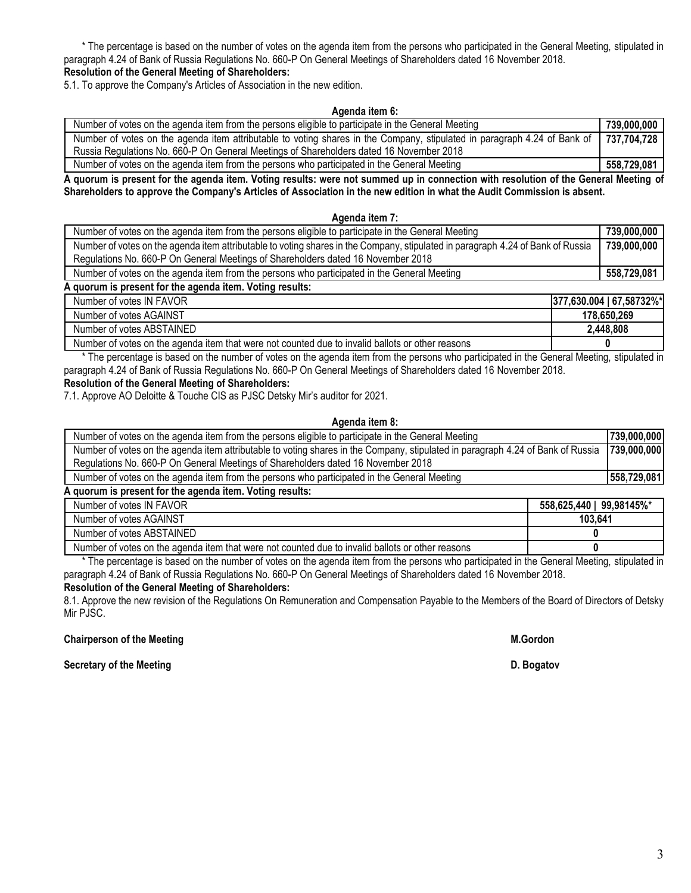\* The percentage is based on the number of votes on the agenda item from the persons who participated in the General Meeting, stipulated in paragraph 4.24 of Bank of Russia Regulations No. 660-P On General Meetings of Shareholders dated 16 November 2018.

**Resolution of the General Meeting of Shareholders:**

5.1. To approve the Company's Articles of Association in the new edition.

**Agenda item 6:**

| | |
|---|---|
| Number of votes on the agenda item from the persons eligible to participate in the General Meeting | 739,000,000 |
| Number of votes on the agenda item attributable to voting shares in the Company, stipulated in paragraph 4.24 of Bank of Russia Regulations No. 660-P On General Meetings of Shareholders dated 16 November 2018 | 737,704,728 |
| Number of votes on the agenda item from the persons who participated in the General Meeting | 558,729,081 |

**A quorum is present for the agenda item. Voting results: were not summed up in connection with resolution of the General Meeting of Shareholders to approve the Company's Articles of Association in the new edition in what the Audit Commission is absent.**

**Agenda item 7:**

| | |
|---|---|
| Number of votes on the agenda item from the persons eligible to participate in the General Meeting | 739,000,000 |
| Number of votes on the agenda item attributable to voting shares in the Company, stipulated in paragraph 4.24 of Bank of Russia Regulations No. 660-P On General Meetings of Shareholders dated 16 November 2018 | 739,000,000 |
| Number of votes on the agenda item from the persons who participated in the General Meeting | 558,729,081 |

**A quorum is present for the agenda item. Voting results:**

| | |
|---|---|
| Number of votes IN FAVOR | 377,630.004 \| 67,58732%* |
| Number of votes AGAINST | 178,650,269 |
| Number of votes ABSTAINED | 2,448,808 |
| Number of votes on the agenda item that were not counted due to invalid ballots or other reasons | 0 |

\* The percentage is based on the number of votes on the agenda item from the persons who participated in the General Meeting, stipulated in paragraph 4.24 of Bank of Russia Regulations No. 660-P On General Meetings of Shareholders dated 16 November 2018.

**Resolution of the General Meeting of Shareholders:**

7.1. Approve AO Deloitte & Touche CIS as PJSC Detsky Mir's auditor for 2021.

**Agenda item 8:**

| | |
|---|---|
| Number of votes on the agenda item from the persons eligible to participate in the General Meeting | 739,000,000 |
| Number of votes on the agenda item attributable to voting shares in the Company, stipulated in paragraph 4.24 of Bank of Russia Regulations No. 660-P On General Meetings of Shareholders dated 16 November 2018 | 739,000,000 |
| Number of votes on the agenda item from the persons who participated in the General Meeting | 558,729,081 |

**A quorum is present for the agenda item. Voting results:**

| | |
|---|---|
| Number of votes IN FAVOR | 558,625,440 \| 99,98145%* |
| Number of votes AGAINST | 103,641 |
| Number of votes ABSTAINED | 0 |
| Number of votes on the agenda item that were not counted due to invalid ballots or other reasons | 0 |

\* The percentage is based on the number of votes on the agenda item from the persons who participated in the General Meeting, stipulated in paragraph 4.24 of Bank of Russia Regulations No. 660-P On General Meetings of Shareholders dated 16 November 2018.

**Resolution of the General Meeting of Shareholders:**

8.1. Approve the new revision of the Regulations On Remuneration and Compensation Payable to the Members of the Board of Directors of Detsky Mir PJSC.

**Chairperson of the Meeting** **M.Gordon**

**Secretary of the Meeting** **D. Bogatov**